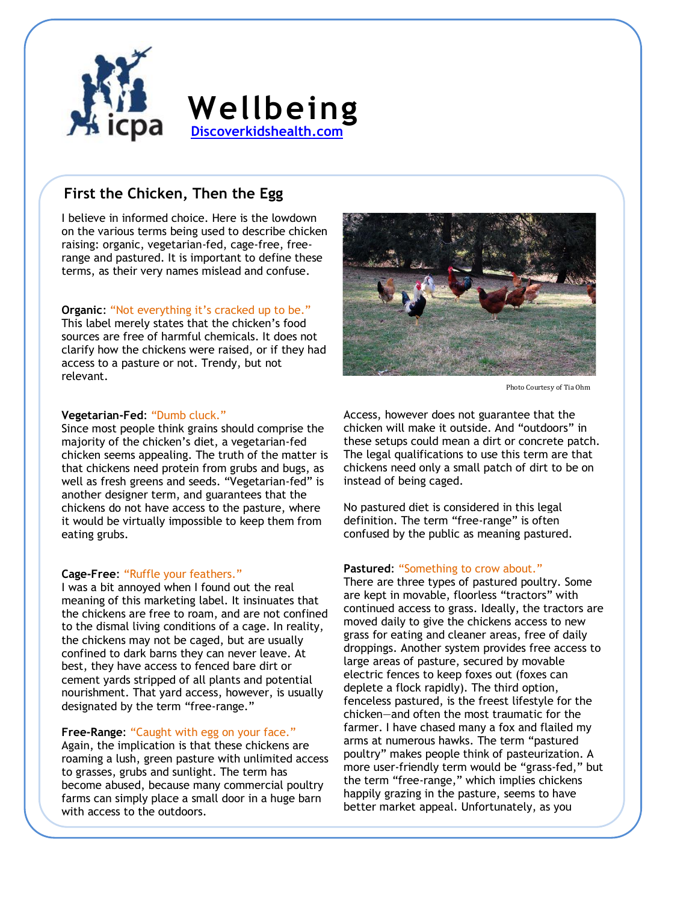# Wellbeing

Discoverkidshealth.com

## First the Chicken, Then the Egg

I believe in informed choice. Here is the lowdown on the various terms being used to describe chicken raising: organic, vegetarian-fed, cage-free, free-range and pastured. It is important to define these terms, as their very names mislead and confuse.

**Organic**: "Not everything it's cracked up to be."
This label merely states that the chicken's food sources are free of harmful chemicals. It does not clarify how the chickens were raised, or if they had access to a pasture or not. Trendy, but not relevant.

Photo Courtesy of Tia Ohm

**Vegetarian-Fed**: "Dumb cluck."
Since most people think grains should comprise the majority of the chicken's diet, a vegetarian-fed chicken seems appealing. The truth of the matter is that chickens need protein from grubs and bugs, as well as fresh greens and seeds. "Vegetarian-fed" is another designer term, and guarantees that the chickens do not have access to the pasture, where it would be virtually impossible to keep them from eating grubs.

**Cage-Free**: "Ruffle your feathers."
I was a bit annoyed when I found out the real meaning of this marketing label. It insinuates that the chickens are free to roam, and are not confined to the dismal living conditions of a cage. In reality, the chickens may not be caged, but are usually confined to dark barns they can never leave. At best, they have access to fenced bare dirt or cement yards stripped of all plants and potential nourishment. That yard access, however, is usually designated by the term "free-range."

**Free-Range**: "Caught with egg on your face."
Again, the implication is that these chickens are roaming a lush, green pasture with unlimited access to grasses, grubs and sunlight. The term has become abused, because many commercial poultry farms can simply place a small door in a huge barn with access to the outdoors.

Access, however does not guarantee that the chicken will make it outside. And "outdoors" in these setups could mean a dirt or concrete patch. The legal qualifications to use this term are that chickens need only a small patch of dirt to be on instead of being caged.

No pastured diet is considered in this legal definition. The term "free-range" is often confused by the public as meaning pastured.

**Pastured**: "Something to crow about."
There are three types of pastured poultry. Some are kept in movable, floorless "tractors" with continued access to grass. Ideally, the tractors are moved daily to give the chickens access to new grass for eating and cleaner areas, free of daily droppings. Another system provides free access to large areas of pasture, secured by movable electric fences to keep foxes out (foxes can deplete a flock rapidly). The third option, fenceless pastured, is the freest lifestyle for the chicken—and often the most traumatic for the farmer. I have chased many a fox and flailed my arms at numerous hawks. The term "pastured poultry" makes people think of pasteurization. A more user-friendly term would be "grass-fed," but the term "free-range," which implies chickens happily grazing in the pasture, seems to have better market appeal. Unfortunately, as you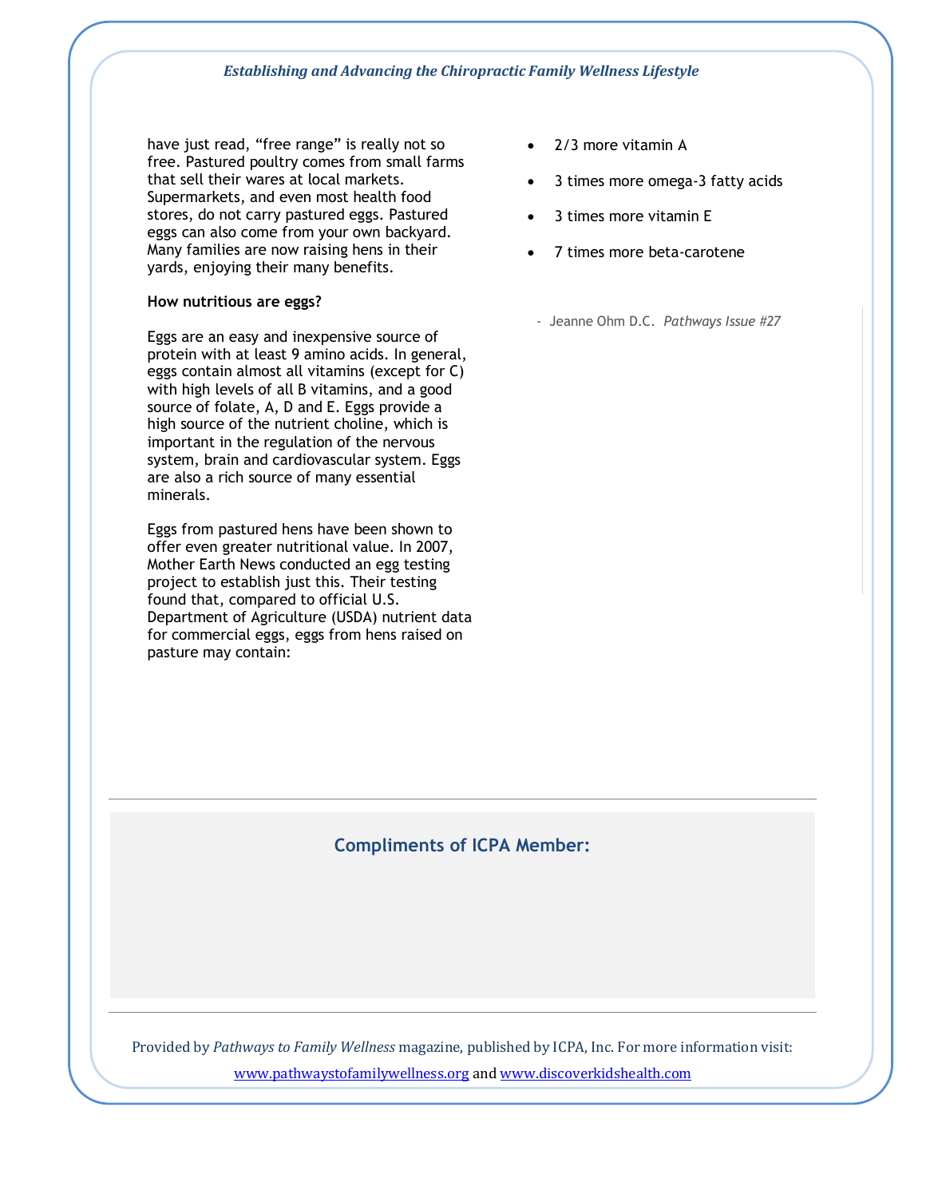have just read, "free range" is really not so free. Pastured poultry comes from small farms that sell their wares at local markets. Supermarkets, and even most health food stores, do not carry pastured eggs. Pastured eggs can also come from your own backyard. Many families are now raising hens in their yards, enjoying their many benefits.

**How nutritious are eggs?**

Eggs are an easy and inexpensive source of protein with at least 9 amino acids. In general, eggs contain almost all vitamins (except for C) with high levels of all B vitamins, and a good source of folate, A, D and E. Eggs provide a high source of the nutrient choline, which is important in the regulation of the nervous system, brain and cardiovascular system. Eggs are also a rich source of many essential minerals.

Eggs from pastured hens have been shown to offer even greater nutritional value. In 2007, Mother Earth News conducted an egg testing project to establish just this. Their testing found that, compared to official U.S. Department of Agriculture (USDA) nutrient data for commercial eggs, eggs from hens raised on pasture may contain:

- 2/3 more vitamin A
- 3 times more omega-3 fatty acids
- 3 times more vitamin E
- 7 times more beta-carotene

- Jeanne Ohm D.C. *Pathways Issue #27*

**Compliments of ICPA Member:**

Provided by *Pathways to Family Wellness* magazine, published by ICPA, Inc. For more information visit: www.pathwaystofamilywellness.org and www.discoverkidshealth.com